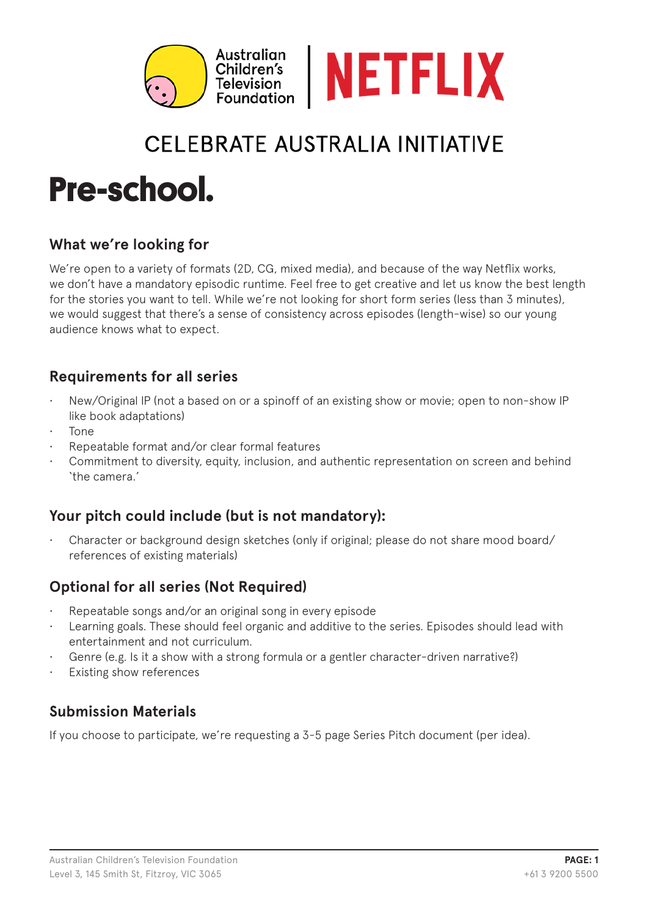Australian Children's Television Foundation | NETFLIX

## CELEBRATE AUSTRALIA INITIATIVE

# Pre-school.

### What we're looking for

We're open to a variety of formats (2D, CG, mixed media), and because of the way Netflix works, we don't have a mandatory episodic runtime. Feel free to get creative and let us know the best length for the stories you want to tell. While we're not looking for short form series (less than 3 minutes), we would suggest that there's a sense of consistency across episodes (length-wise) so our young audience knows what to expect.

### Requirements for all series

- New/Original IP (not a based on or a spinoff of an existing show or movie; open to non-show IP like book adaptations)
- Tone
- Repeatable format and/or clear formal features
- Commitment to diversity, equity, inclusion, and authentic representation on screen and behind 'the camera.'

### Your pitch could include (but is not mandatory):

- Character or background design sketches (only if original; please do not share mood board/ references of existing materials)

### Optional for all series (Not Required)

- Repeatable songs and/or an original song in every episode
- Learning goals. These should feel organic and additive to the series. Episodes should lead with entertainment and not curriculum.
- Genre (e.g. Is it a show with a strong formula or a gentler character-driven narrative?)
- Existing show references

### Submission Materials

If you choose to participate, we're requesting a 3-5 page Series Pitch document (per idea).

Australian Children's Television Foundation
Level 3, 145 Smith St, Fitzroy, VIC 3065
+61 3 9200 5500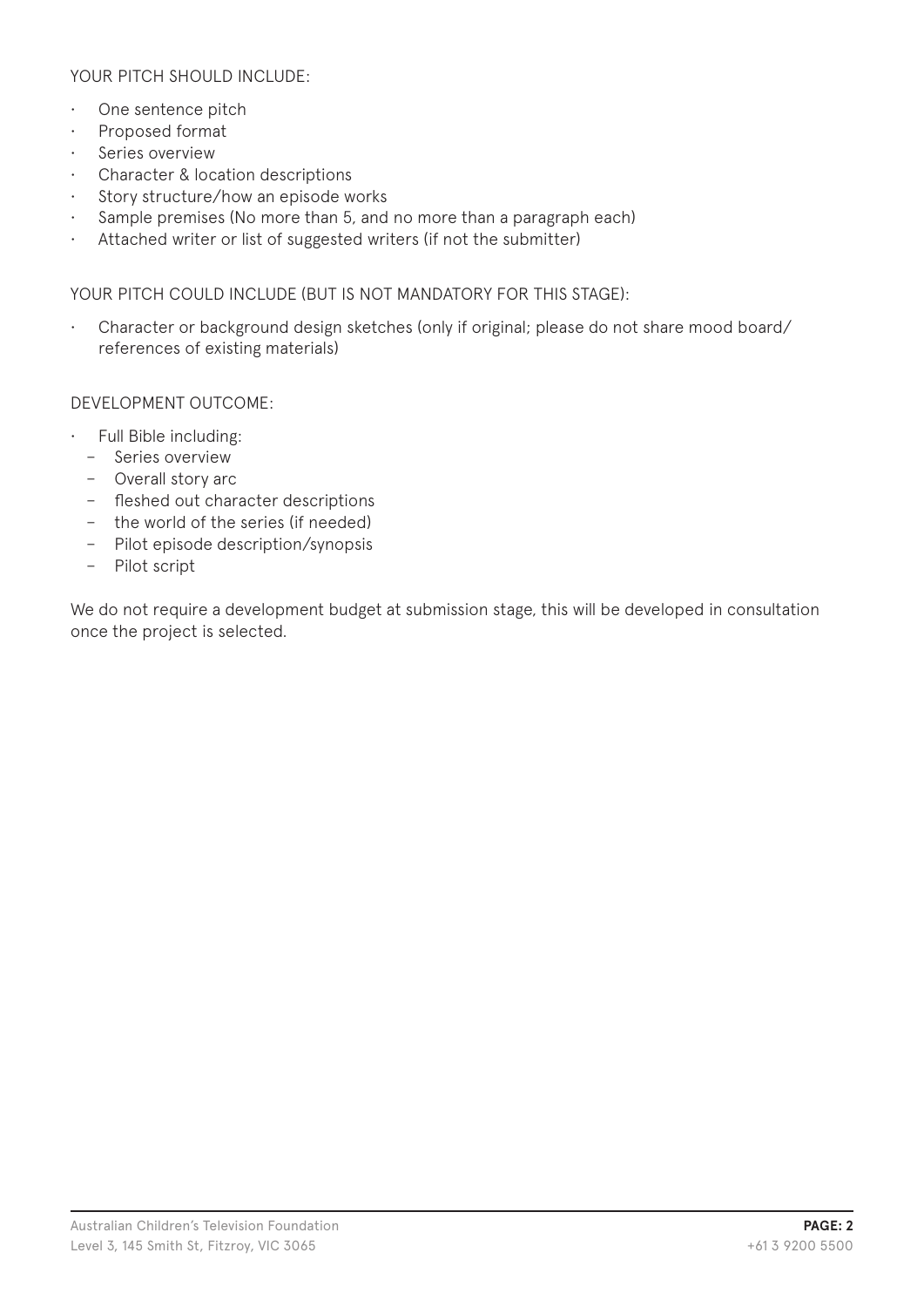YOUR PITCH SHOULD INCLUDE:

- One sentence pitch
- Proposed format
- Series overview
- Character & location descriptions
- Story structure/how an episode works
- Sample premises (No more than 5, and no more than a paragraph each)
- Attached writer or list of suggested writers (if not the submitter)

YOUR PITCH COULD INCLUDE (BUT IS NOT MANDATORY FOR THIS STAGE):

- Character or background design sketches (only if original; please do not share mood board/ references of existing materials)

DEVELOPMENT OUTCOME:

- Full Bible including:
  - Series overview
  - Overall story arc
  - fleshed out character descriptions
  - the world of the series (if needed)
  - Pilot episode description/synopsis
  - Pilot script

We do not require a development budget at submission stage, this will be developed in consultation once the project is selected.